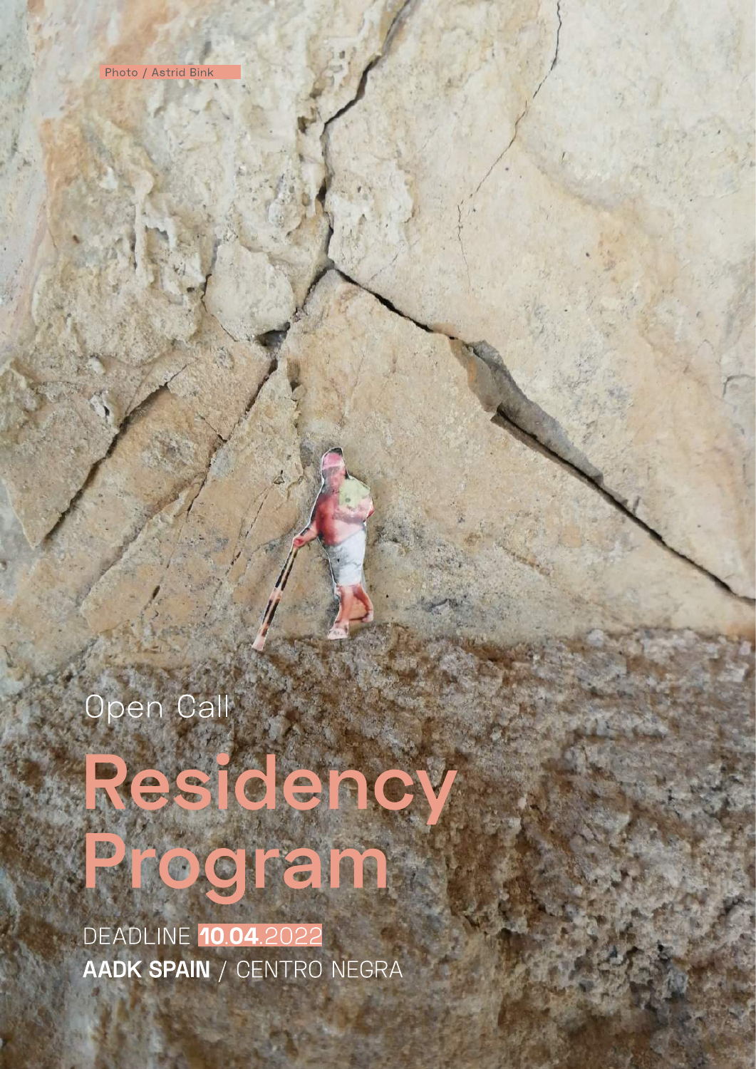Photo / Astrid Bink

Open Call

# Residency Program

DEADLINE **10.04**.2022

**AADK SPAIN** / CENTRO NEGRA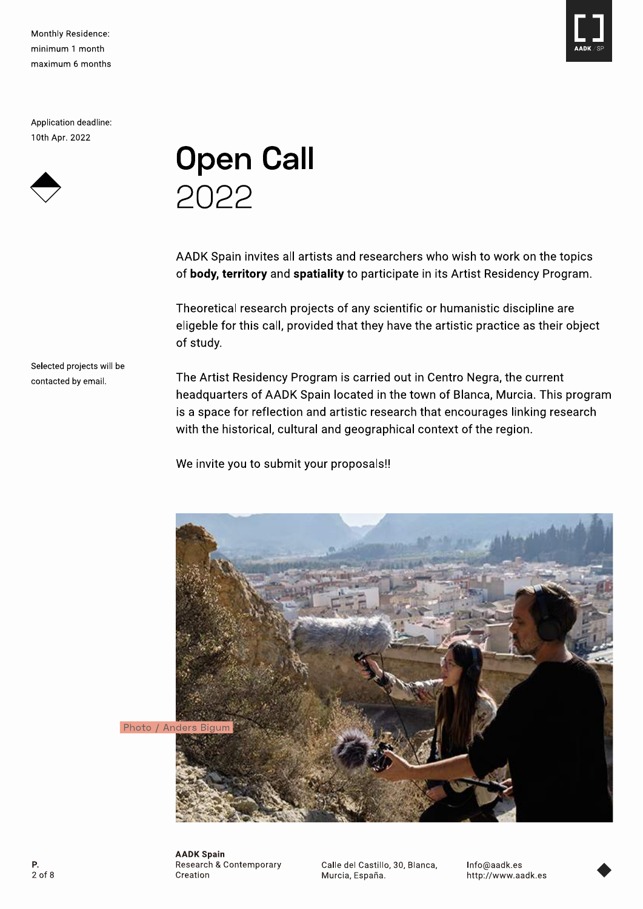Monthly Residence:
minimum 1 month
maximum 6 months

Application deadline:
10th Apr. 2022

# Open Call
2022

AADK Spain invites all artists and researchers who wish to work on the topics of **body, territory** and **spatiality** to participate in its Artist Residency Program.

Theoretical research projects of any scientific or humanistic discipline are eligeble for this call, provided that they have the artistic practice as their object of study.

Selected projects will be contacted by email.

The Artist Residency Program is carried out in Centro Negra, the current headquarters of AADK Spain located in the town of Blanca, Murcia. This program is a space for reflection and artistic research that encourages linking research with the historical, cultural and geographical context of the region.

We invite you to submit your proposals!!

Photo / Anders Bigum

**AADK Spain**
Research & Contemporary Creation

Calle del Castillo, 30, Blanca, Murcia, España.

Info@aadk.es
http://www.aadk.es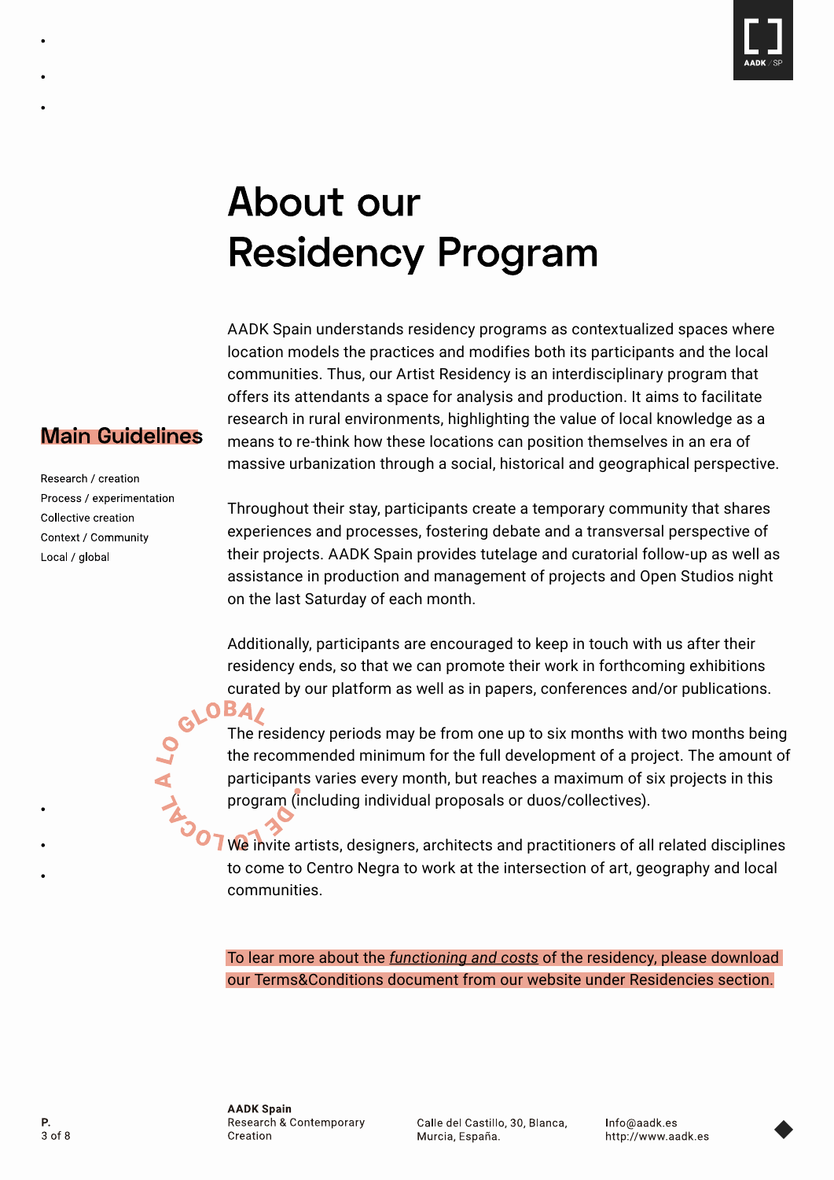# About our Residency Program

## Main Guidelines

Research / creation
Process / experimentation
Collective creation
Context / Community
Local / global

AADK Spain understands residency programs as contextualized spaces where location models the practices and modifies both its participants and the local communities. Thus, our Artist Residency is an interdisciplinary program that offers its attendants a space for analysis and production. It aims to facilitate research in rural environments, highlighting the value of local knowledge as a means to re-think how these locations can position themselves in an era of massive urbanization through a social, historical and geographical perspective.

Throughout their stay, participants create a temporary community that shares experiences and processes, fostering debate and a transversal perspective of their projects. AADK Spain provides tutelage and curatorial follow-up as well as assistance in production and management of projects and Open Studios night on the last Saturday of each month.

Additionally, participants are encouraged to keep in touch with us after their residency ends, so that we can promote their work in forthcoming exhibitions curated by our platform as well as in papers, conferences and/or publications.

DE LO LOCAL A LO GLOBAL

The residency periods may be from one up to six months with two months being the recommended minimum for the full development of a project. The amount of participants varies every month, but reaches a maximum of six projects in this program (including individual proposals or duos/collectives).

We invite artists, designers, architects and practitioners of all related disciplines to come to Centro Negra to work at the intersection of art, geography and local communities.

To lear more about the *functioning and costs* of the residency, please download our Terms&Conditions document from our website under Residencies section.

**AADK Spain**
Research & Contemporary Creation

Calle del Castillo, 30, Blanca, Murcia, España.

Info@aadk.es
http://www.aadk.es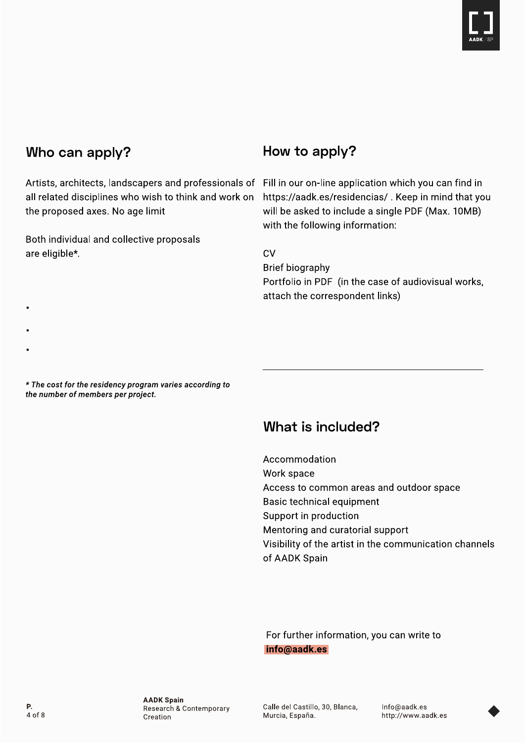## Who can apply?

Artists, architects, landscapers and professionals of all related disciplines who wish to think and work on the proposed axes. No age limit

Both individual and collective proposals are eligible*.

- 
- 
- 

***The cost for the residency program varies according to the number of members per project.***

## How to apply?

Fill in our on-line application which you can find in https://aadk.es/residencias/ . Keep in mind that you will be asked to include a single PDF (Max. 10MB) with the following information:

CV
Brief biography
Portfolio in PDF (in the case of audiovisual works, attach the correspondent links)

---

## What is included?

Accommodation
Work space
Access to common areas and outdoor space
Basic technical equipment
Support in production
Mentoring and curatorial support
Visibility of the artist in the communication channels of AADK Spain

For further information, you can write to **info@aadk.es**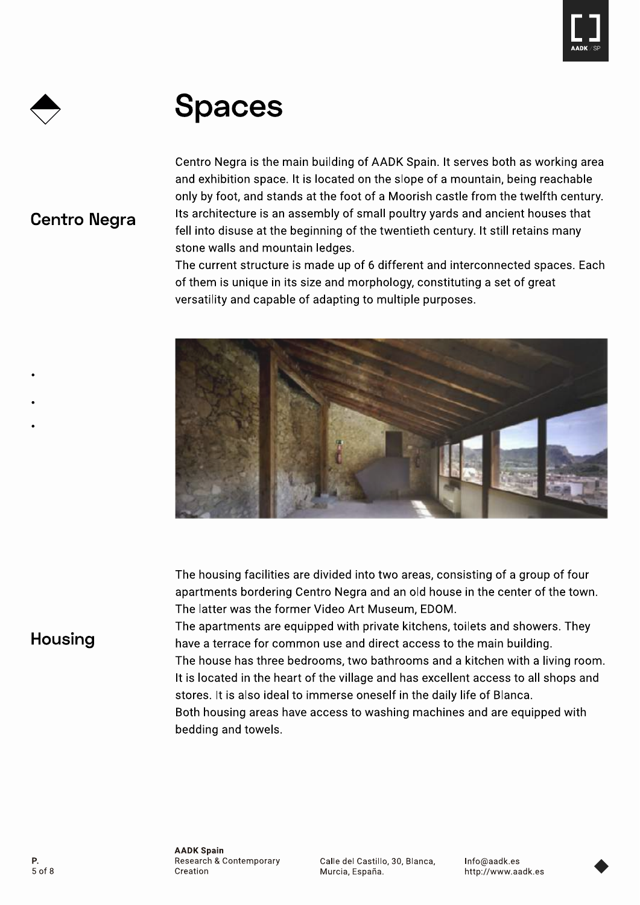# Spaces

## Centro Negra

Centro Negra is the main building of AADK Spain. It serves both as working area and exhibition space. It is located on the slope of a mountain, being reachable only by foot, and stands at the foot of a Moorish castle from the twelfth century. Its architecture is an assembly of small poultry yards and ancient houses that fell into disuse at the beginning of the twentieth century. It still retains many stone walls and mountain ledges.
The current structure is made up of 6 different and interconnected spaces. Each of them is unique in its size and morphology, constituting a set of great versatility and capable of adapting to multiple purposes.

## Housing

The housing facilities are divided into two areas, consisting of a group of four apartments bordering Centro Negra and an old house in the center of the town. The latter was the former Video Art Museum, EDOM.
The apartments are equipped with private kitchens, toilets and showers. They have a terrace for common use and direct access to the main building.
The house has three bedrooms, two bathrooms and a kitchen with a living room. It is located in the heart of the village and has excellent access to all shops and stores. It is also ideal to immerse oneself in the daily life of Blanca.
Both housing areas have access to washing machines and are equipped with bedding and towels.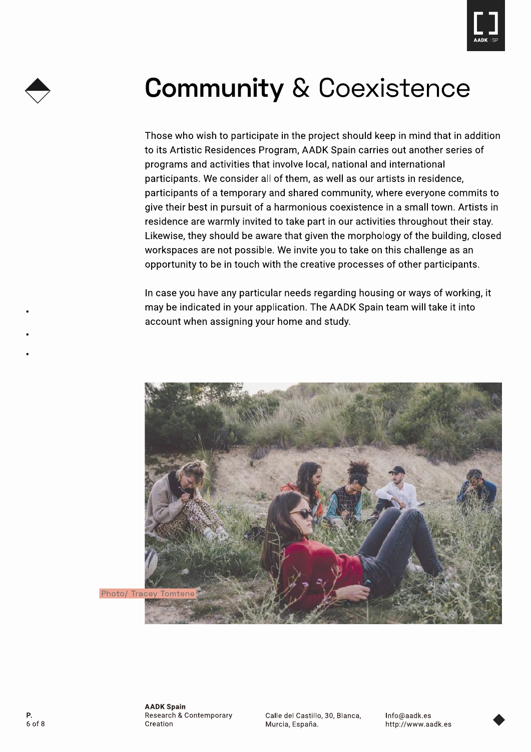# Community & Coexistence

Those who wish to participate in the project should keep in mind that in addition to its Artistic Residences Program, AADK Spain carries out another series of programs and activities that involve local, national and international participants. We consider all of them, as well as our artists in residence, participants of a temporary and shared community, where everyone commits to give their best in pursuit of a harmonious coexistence in a small town. Artists in residence are warmly invited to take part in our activities throughout their stay. Likewise, they should be aware that given the morphology of the building, closed workspaces are not possible. We invite you to take on this challenge as an opportunity to be in touch with the creative processes of other participants.

In case you have any particular needs regarding housing or ways of working, it may be indicated in your application. The AADK Spain team will take it into account when assigning your home and study.

Photo/ Tracey Tomtene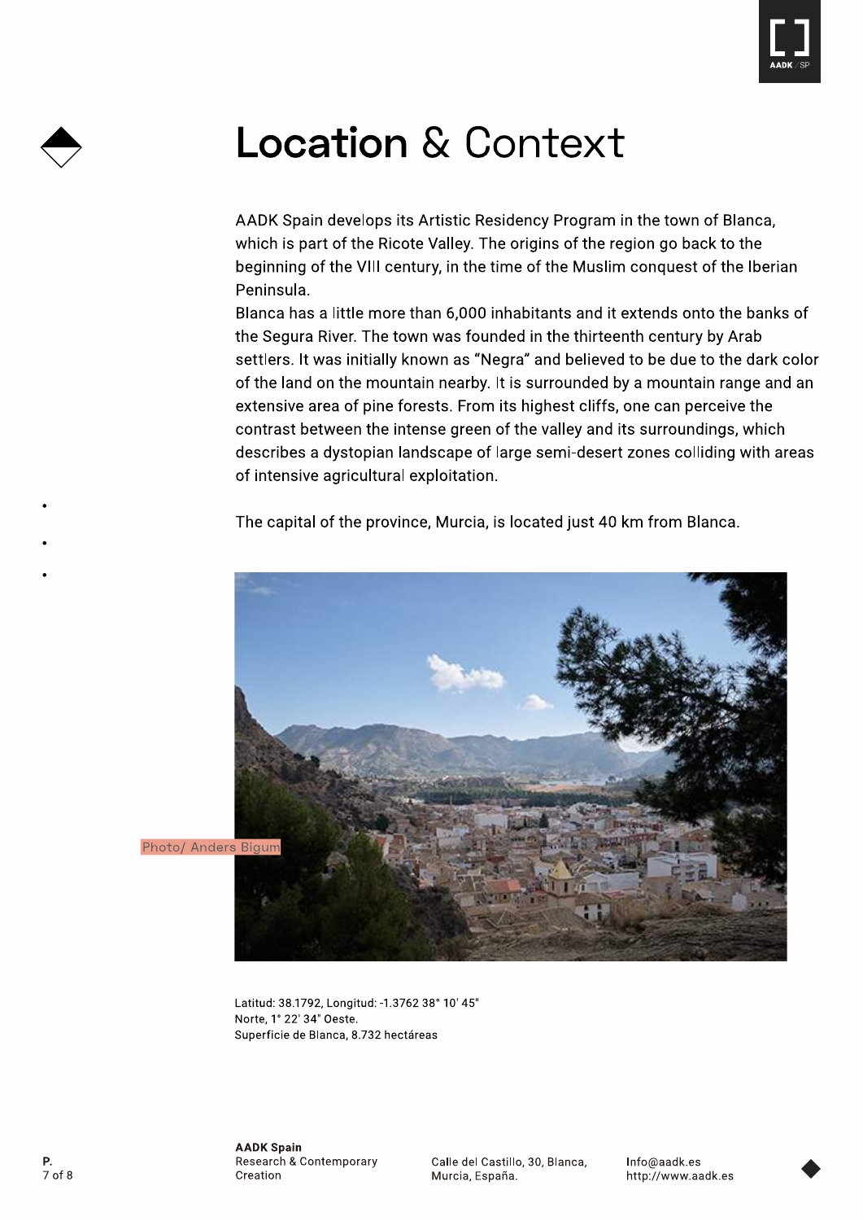# Location & Context

AADK Spain develops its Artistic Residency Program in the town of Blanca, which is part of the Ricote Valley. The origins of the region go back to the beginning of the VIII century, in the time of the Muslim conquest of the Iberian Peninsula.
Blanca has a little more than 6,000 inhabitants and it extends onto the banks of the Segura River. The town was founded in the thirteenth century by Arab settlers. It was initially known as "Negra" and believed to be due to the dark color of the land on the mountain nearby. It is surrounded by a mountain range and an extensive area of pine forests. From its highest cliffs, one can perceive the contrast between the intense green of the valley and its surroundings, which describes a dystopian landscape of large semi-desert zones colliding with areas of intensive agricultural exploitation.

The capital of the province, Murcia, is located just 40 km from Blanca.

Photo/ Anders Bigum

Latitud: 38.1792, Longitud: -1.3762 38° 10' 45" Norte, 1° 22' 34" Oeste.
Superficie de Blanca, 8.732 hectáreas

**AADK Spain**
Research & Contemporary Creation

Calle del Castillo, 30, Blanca, Murcia, España.

Info@aadk.es
http://www.aadk.es